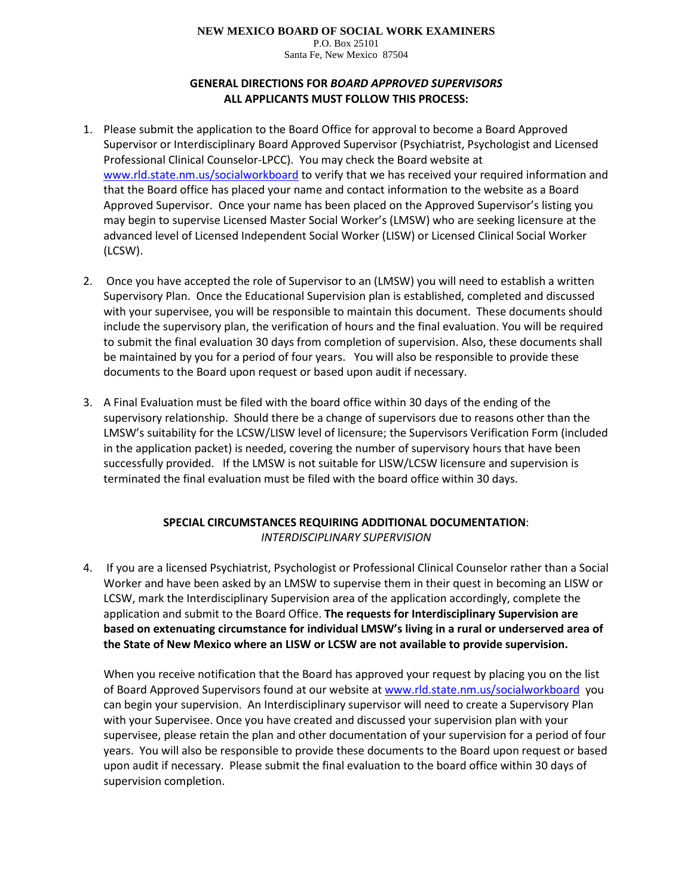**NEW MEXICO BOARD OF SOCIAL WORK EXAMINERS**
P.O. Box 25101
Santa Fe, New Mexico 87504

## GENERAL DIRECTIONS FOR *BOARD APPROVED SUPERVISORS*
## ALL APPLICANTS MUST FOLLOW THIS PROCESS:

1. Please submit the application to the Board Office for approval to become a Board Approved Supervisor or Interdisciplinary Board Approved Supervisor (Psychiatrist, Psychologist and Licensed Professional Clinical Counselor-LPCC). You may check the Board website at www.rld.state.nm.us/socialworkboard to verify that we has received your required information and that the Board office has placed your name and contact information to the website as a Board Approved Supervisor. Once your name has been placed on the Approved Supervisor's listing you may begin to supervise Licensed Master Social Worker's (LMSW) who are seeking licensure at the advanced level of Licensed Independent Social Worker (LISW) or Licensed Clinical Social Worker (LCSW).

2. Once you have accepted the role of Supervisor to an (LMSW) you will need to establish a written Supervisory Plan. Once the Educational Supervision plan is established, completed and discussed with your supervisee, you will be responsible to maintain this document. These documents should include the supervisory plan, the verification of hours and the final evaluation. You will be required to submit the final evaluation 30 days from completion of supervision. Also, these documents shall be maintained by you for a period of four years. You will also be responsible to provide these documents to the Board upon request or based upon audit if necessary.

3. A Final Evaluation must be filed with the board office within 30 days of the ending of the supervisory relationship. Should there be a change of supervisors due to reasons other than the LMSW's suitability for the LCSW/LISW level of licensure; the Supervisors Verification Form (included in the application packet) is needed, covering the number of supervisory hours that have been successfully provided. If the LMSW is not suitable for LISW/LCSW licensure and supervision is terminated the final evaluation must be filed with the board office within 30 days.

## SPECIAL CIRCUMSTANCES REQUIRING ADDITIONAL DOCUMENTATION:
*INTERDISCIPLINARY SUPERVISION*

4. If you are a licensed Psychiatrist, Psychologist or Professional Clinical Counselor rather than a Social Worker and have been asked by an LMSW to supervise them in their quest in becoming an LISW or LCSW, mark the Interdisciplinary Supervision area of the application accordingly, complete the application and submit to the Board Office. **The requests for Interdisciplinary Supervision are based on extenuating circumstance for individual LMSW's living in a rural or underserved area of the State of New Mexico where an LISW or LCSW are not available to provide supervision.**

   When you receive notification that the Board has approved your request by placing you on the list of Board Approved Supervisors found at our website at www.rld.state.nm.us/socialworkboard you can begin your supervision. An Interdisciplinary supervisor will need to create a Supervisory Plan with your Supervisee. Once you have created and discussed your supervision plan with your supervisee, please retain the plan and other documentation of your supervision for a period of four years. You will also be responsible to provide these documents to the Board upon request or based upon audit if necessary. Please submit the final evaluation to the board office within 30 days of supervision completion.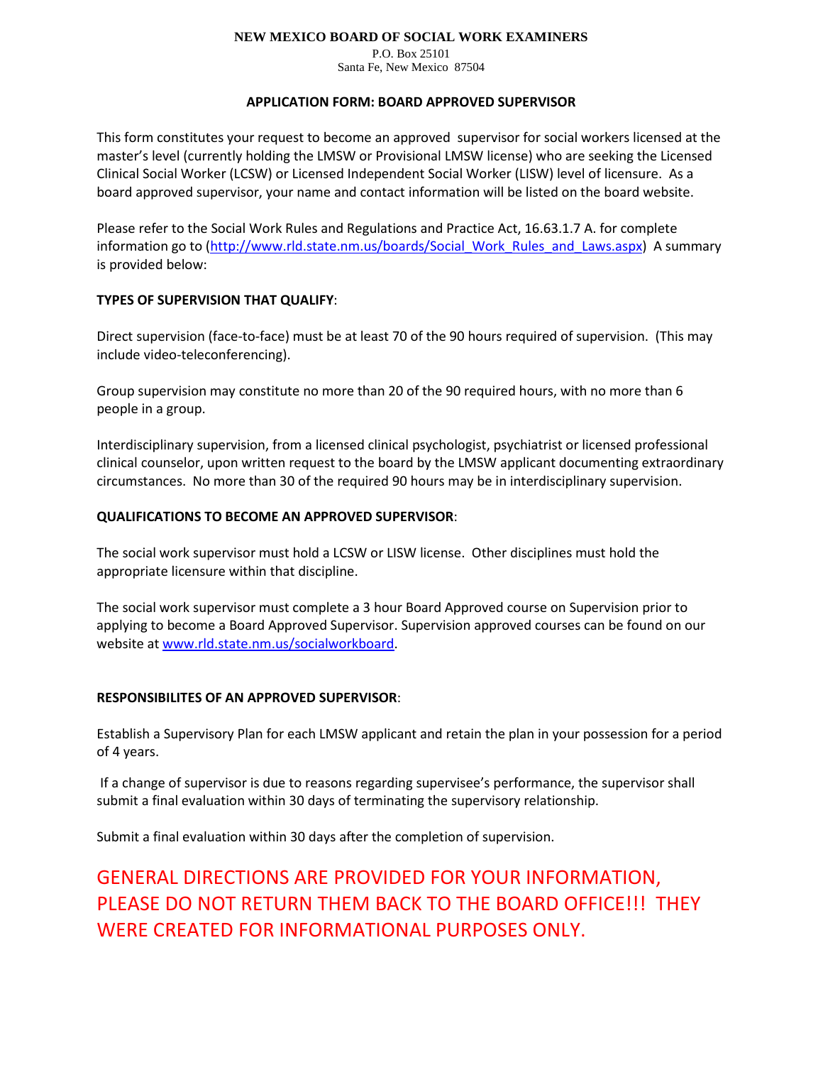**NEW MEXICO BOARD OF SOCIAL WORK EXAMINERS**

P.O. Box 25101
Santa Fe, New Mexico 87504

**APPLICATION FORM: BOARD APPROVED SUPERVISOR**

This form constitutes your request to become an approved supervisor for social workers licensed at the master's level (currently holding the LMSW or Provisional LMSW license) who are seeking the Licensed Clinical Social Worker (LCSW) or Licensed Independent Social Worker (LISW) level of licensure. As a board approved supervisor, your name and contact information will be listed on the board website.

Please refer to the Social Work Rules and Regulations and Practice Act, 16.63.1.7 A. for complete information go to (http://www.rld.state.nm.us/boards/Social_Work_Rules_and_Laws.aspx) A summary is provided below:

**TYPES OF SUPERVISION THAT QUALIFY**:

Direct supervision (face-to-face) must be at least 70 of the 90 hours required of supervision. (This may include video-teleconferencing).

Group supervision may constitute no more than 20 of the 90 required hours, with no more than 6 people in a group.

Interdisciplinary supervision, from a licensed clinical psychologist, psychiatrist or licensed professional clinical counselor, upon written request to the board by the LMSW applicant documenting extraordinary circumstances. No more than 30 of the required 90 hours may be in interdisciplinary supervision.

**QUALIFICATIONS TO BECOME AN APPROVED SUPERVISOR**:

The social work supervisor must hold a LCSW or LISW license. Other disciplines must hold the appropriate licensure within that discipline.

The social work supervisor must complete a 3 hour Board Approved course on Supervision prior to applying to become a Board Approved Supervisor. Supervision approved courses can be found on our website at www.rld.state.nm.us/socialworkboard.

**RESPONSIBILITES OF AN APPROVED SUPERVISOR**:

Establish a Supervisory Plan for each LMSW applicant and retain the plan in your possession for a period of 4 years.

If a change of supervisor is due to reasons regarding supervisee's performance, the supervisor shall submit a final evaluation within 30 days of terminating the supervisory relationship.

Submit a final evaluation within 30 days after the completion of supervision.

GENERAL DIRECTIONS ARE PROVIDED FOR YOUR INFORMATION, PLEASE DO NOT RETURN THEM BACK TO THE BOARD OFFICE!!! THEY WERE CREATED FOR INFORMATIONAL PURPOSES ONLY.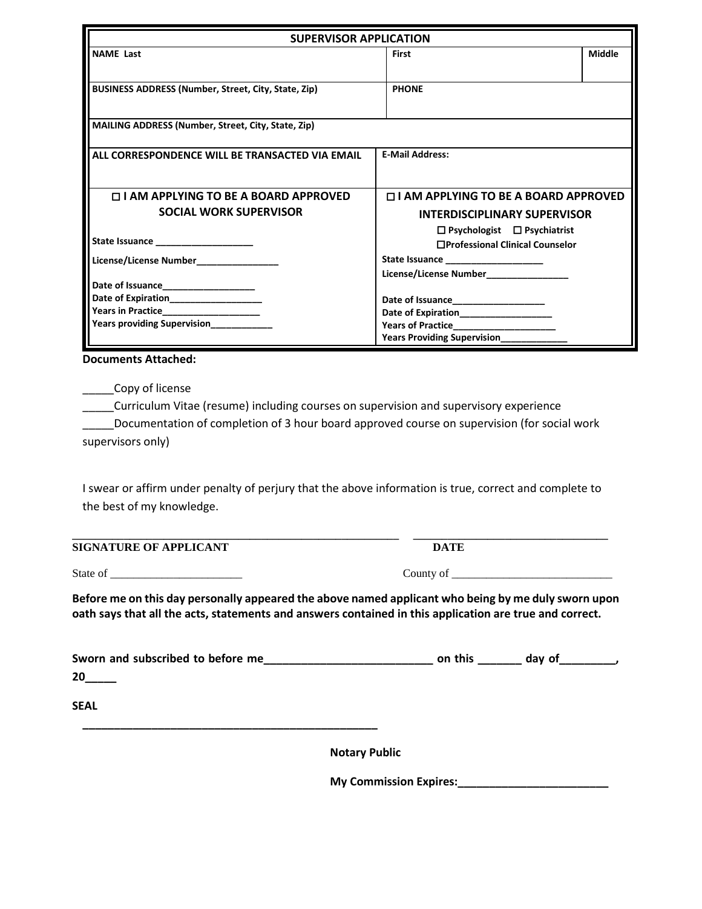| SUPERVISOR APPLICATION | | |
|---|---|---|
| **NAME Last** | **First** | **Middle** |
| **BUSINESS ADDRESS (Number, Street, City, State, Zip)** | **PHONE** | |
| **MAILING ADDRESS (Number, Street, City, State, Zip)** | | |
| **ALL CORRESPONDENCE WILL BE TRANSACTED VIA EMAIL** | **E-Mail Address:** | |
| ☐ **I AM APPLYING TO BE A BOARD APPROVED SOCIAL WORK SUPERVISOR**<br><br>State Issuance ___________________<br>License/License Number________________<br>Date of Issuance__________________<br>Date of Expiration__________________<br>Years in Practice___________________<br>Years providing Supervision____________ | ☐ **I AM APPLYING TO BE A BOARD APPROVED INTERDISCIPLINARY SUPERVISOR**<br>☐ Psychologist ☐ Psychiatrist<br>☐Professional Clinical Counselor<br>State Issuance ___________________<br>License/License Number________________<br>Date of Issuance__________________<br>Date of Expiration__________________<br>Years of Practice____________________<br>Years Providing Supervision_____________ | |

**Documents Attached:**

_____Copy of license

_____Curriculum Vitae (resume) including courses on supervision and supervisory experience

_____Documentation of completion of 3 hour board approved course on supervision (for social work supervisors only)

I swear or affirm under penalty of perjury that the above information is true, correct and complete to the best of my knowledge.

_______________________________________________________ _________________________________

**SIGNATURE OF APPLICANT** **DATE**

State of _______________________ County of ____________________________

**Before me on this day personally appeared the above named applicant who being by me duly sworn upon oath says that all the acts, statements and answers contained in this application are true and correct.**

**Sworn and subscribed to before me___________________________ on this _______ day of_________, 20_____**

**SEAL**

_________________________________________________

**Notary Public**

**My Commission Expires:________________________**